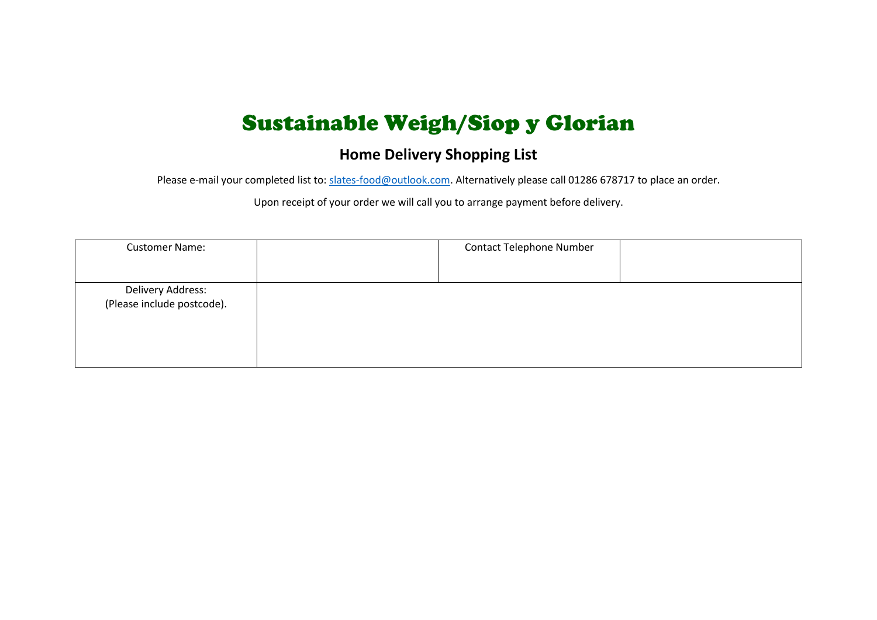# Sustainable Weigh/Siop y Glorian

## Home Delivery Shopping List

Please e-mail your completed list to: slates-food@outlook.com. Alternatively please call 01286 678717 to place an order.

Upon receipt of your order we will call you to arrange payment before delivery.

| Customer Name: | | Contact Telephone Number | |
|---|---|---|---|
| Delivery Address: (Please include postcode). | | | |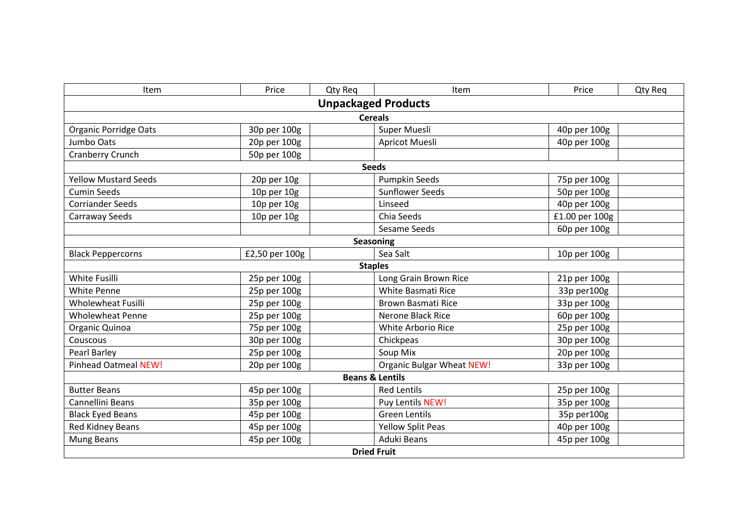| Item | Price | Qty Req | Item | Price | Qty Req |
|---|---|---|---|---|---|
| **Unpackaged Products** | | | | | |
| **Cereals** | | | | | |
| Organic Porridge Oats | 30p per 100g | | Super Muesli | 40p per 100g | |
| Jumbo Oats | 20p per 100g | | Apricot Muesli | 40p per 100g | |
| Cranberry Crunch | 50p per 100g | | | | |
| **Seeds** | | | | | |
| Yellow Mustard Seeds | 20p per 10g | | Pumpkin Seeds | 75p per 100g | |
| Cumin Seeds | 10p per 10g | | Sunflower Seeds | 50p per 100g | |
| Corriander Seeds | 10p per 10g | | Linseed | 40p per 100g | |
| Carraway Seeds | 10p per 10g | | Chia Seeds | £1.00 per 100g | |
| | | | Sesame Seeds | 60p per 100g | |
| **Seasoning** | | | | | |
| Black Peppercorns | £2,50 per 100g | | Sea Salt | 10p per 100g | |
| **Staples** | | | | | |
| White Fusilli | 25p per 100g | | Long Grain Brown Rice | 21p per 100g | |
| White Penne | 25p per 100g | | White Basmati Rice | 33p per100g | |
| Wholewheat Fusilli | 25p per 100g | | Brown Basmati Rice | 33p per 100g | |
| Wholewheat Penne | 25p per 100g | | Nerone Black Rice | 60p per 100g | |
| Organic Quinoa | 75p per 100g | | White Arborio Rice | 25p per 100g | |
| Couscous | 30p per 100g | | Chickpeas | 30p per 100g | |
| Pearl Barley | 25p per 100g | | Soup Mix | 20p per 100g | |
| Pinhead Oatmeal NEW! | 20p per 100g | | Organic Bulgar Wheat NEW! | 33p per 100g | |
| **Beans & Lentils** | | | | | |
| Butter Beans | 45p per 100g | | Red Lentils | 25p per 100g | |
| Cannellini Beans | 35p per 100g | | Puy Lentils NEW! | 35p per 100g | |
| Black Eyed Beans | 45p per 100g | | Green Lentils | 35p per100g | |
| Red Kidney Beans | 45p per 100g | | Yellow Split Peas | 40p per 100g | |
| Mung Beans | 45p per 100g | | Aduki Beans | 45p per 100g | |
| **Dried Fruit** | | | | | |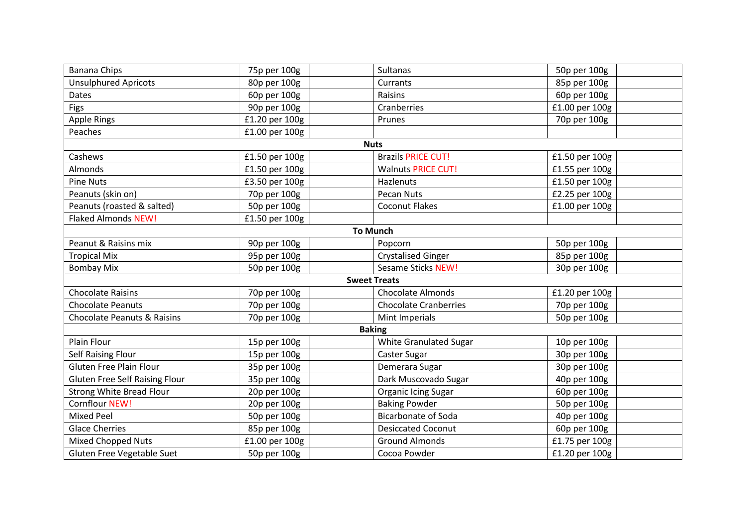| | | | | | |
|---|---|---|---|---|---|
| Banana Chips | 75p per 100g | | Sultanas | 50p per 100g | |
| Unsulphured Apricots | 80p per 100g | | Currants | 85p per 100g | |
| Dates | 60p per 100g | | Raisins | 60p per 100g | |
| Figs | 90p per 100g | | Cranberries | £1.00 per 100g | |
| Apple Rings | £1.20 per 100g | | Prunes | 70p per 100g | |
| Peaches | £1.00 per 100g | | | | |
| **Nuts** | | | | | |
| Cashews | £1.50 per 100g | | Brazils PRICE CUT! | £1.50 per 100g | |
| Almonds | £1.50 per 100g | | Walnuts PRICE CUT! | £1.55 per 100g | |
| Pine Nuts | £3.50 per 100g | | Hazlenuts | £1.50 per 100g | |
| Peanuts (skin on) | 70p per 100g | | Pecan Nuts | £2.25 per 100g | |
| Peanuts (roasted & salted) | 50p per 100g | | Coconut Flakes | £1.00 per 100g | |
| Flaked Almonds NEW! | £1.50 per 100g | | | | |
| **To Munch** | | | | | |
| Peanut & Raisins mix | 90p per 100g | | Popcorn | 50p per 100g | |
| Tropical Mix | 95p per 100g | | Crystalised Ginger | 85p per 100g | |
| Bombay Mix | 50p per 100g | | Sesame Sticks NEW! | 30p per 100g | |
| **Sweet Treats** | | | | | |
| Chocolate Raisins | 70p per 100g | | Chocolate Almonds | £1.20 per 100g | |
| Chocolate Peanuts | 70p per 100g | | Chocolate Cranberries | 70p per 100g | |
| Chocolate Peanuts & Raisins | 70p per 100g | | Mint Imperials | 50p per 100g | |
| **Baking** | | | | | |
| Plain Flour | 15p per 100g | | White Granulated Sugar | 10p per 100g | |
| Self Raising Flour | 15p per 100g | | Caster Sugar | 30p per 100g | |
| Gluten Free Plain Flour | 35p per 100g | | Demerara Sugar | 30p per 100g | |
| Gluten Free Self Raising Flour | 35p per 100g | | Dark Muscovado Sugar | 40p per 100g | |
| Strong White Bread Flour | 20p per 100g | | Organic Icing Sugar | 60p per 100g | |
| Cornflour NEW! | 20p per 100g | | Baking Powder | 50p per 100g | |
| Mixed Peel | 50p per 100g | | Bicarbonate of Soda | 40p per 100g | |
| Glace Cherries | 85p per 100g | | Desiccated Coconut | 60p per 100g | |
| Mixed Chopped Nuts | £1.00 per 100g | | Ground Almonds | £1.75 per 100g | |
| Gluten Free Vegetable Suet | 50p per 100g | | Cocoa Powder | £1.20 per 100g | |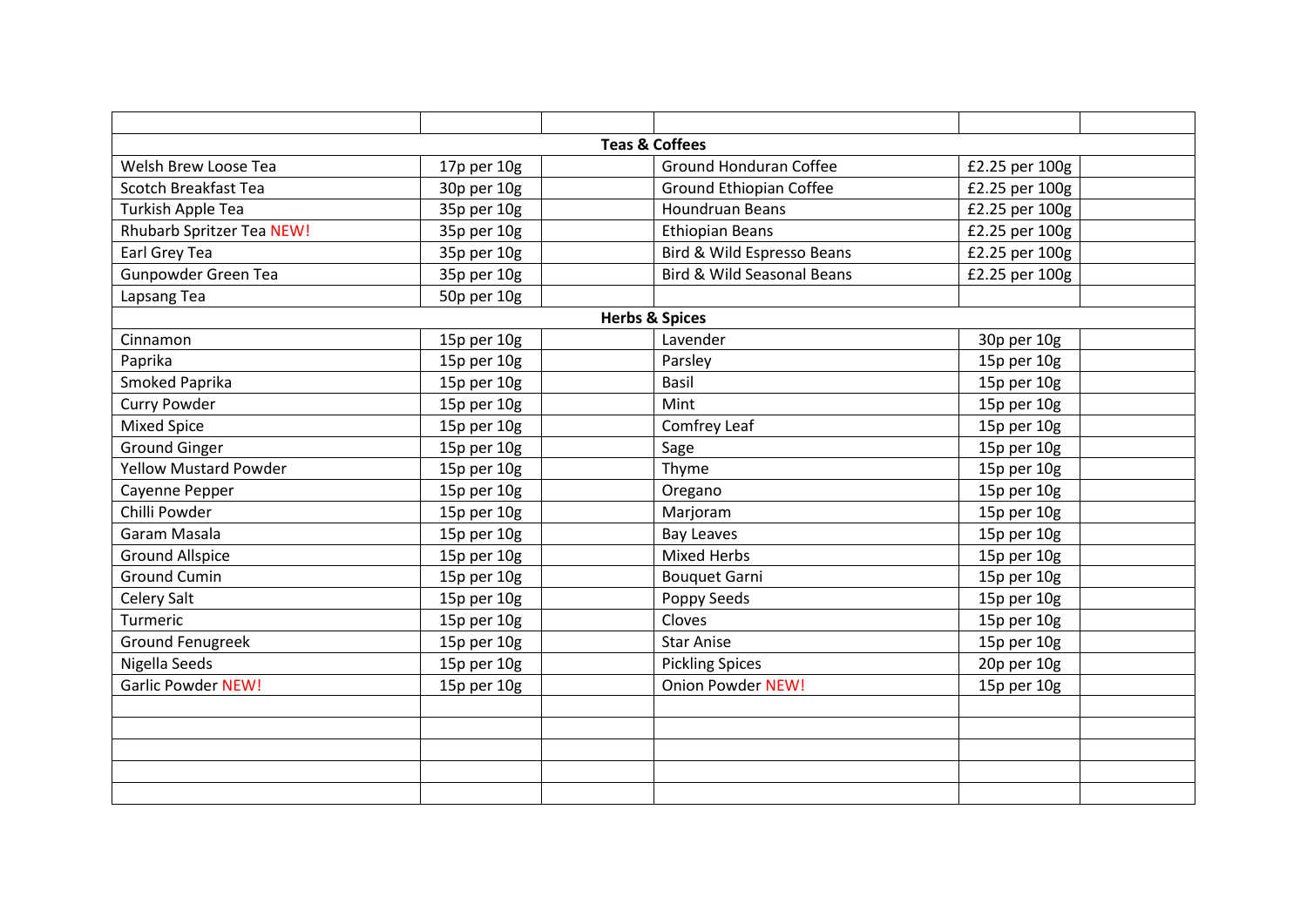| | | | | | |
|---|---|---|---|---|---|
| **Teas & Coffees** | | | | | |
| Welsh Brew Loose Tea | 17p per 10g | | Ground Honduran Coffee | £2.25 per 100g | |
| Scotch Breakfast Tea | 30p per 10g | | Ground Ethiopian Coffee | £2.25 per 100g | |
| Turkish Apple Tea | 35p per 10g | | Houndruan Beans | £2.25 per 100g | |
| Rhubarb Spritzer Tea NEW! | 35p per 10g | | Ethiopian Beans | £2.25 per 100g | |
| Earl Grey Tea | 35p per 10g | | Bird & Wild Espresso Beans | £2.25 per 100g | |
| Gunpowder Green Tea | 35p per 10g | | Bird & Wild Seasonal Beans | £2.25 per 100g | |
| Lapsang Tea | 50p per 10g | | | | |
| **Herbs & Spices** | | | | | |
| Cinnamon | 15p per 10g | | Lavender | 30p per 10g | |
| Paprika | 15p per 10g | | Parsley | 15p per 10g | |
| Smoked Paprika | 15p per 10g | | Basil | 15p per 10g | |
| Curry Powder | 15p per 10g | | Mint | 15p per 10g | |
| Mixed Spice | 15p per 10g | | Comfrey Leaf | 15p per 10g | |
| Ground Ginger | 15p per 10g | | Sage | 15p per 10g | |
| Yellow Mustard Powder | 15p per 10g | | Thyme | 15p per 10g | |
| Cayenne Pepper | 15p per 10g | | Oregano | 15p per 10g | |
| Chilli Powder | 15p per 10g | | Marjoram | 15p per 10g | |
| Garam Masala | 15p per 10g | | Bay Leaves | 15p per 10g | |
| Ground Allspice | 15p per 10g | | Mixed Herbs | 15p per 10g | |
| Ground Cumin | 15p per 10g | | Bouquet Garni | 15p per 10g | |
| Celery Salt | 15p per 10g | | Poppy Seeds | 15p per 10g | |
| Turmeric | 15p per 10g | | Cloves | 15p per 10g | |
| Ground Fenugreek | 15p per 10g | | Star Anise | 15p per 10g | |
| Nigella Seeds | 15p per 10g | | Pickling Spices | 20p per 10g | |
| Garlic Powder NEW! | 15p per 10g | | Onion Powder NEW! | 15p per 10g | |
| | | | | | |
| | | | | | |
| | | | | | |
| | | | | | |
| | | | | | |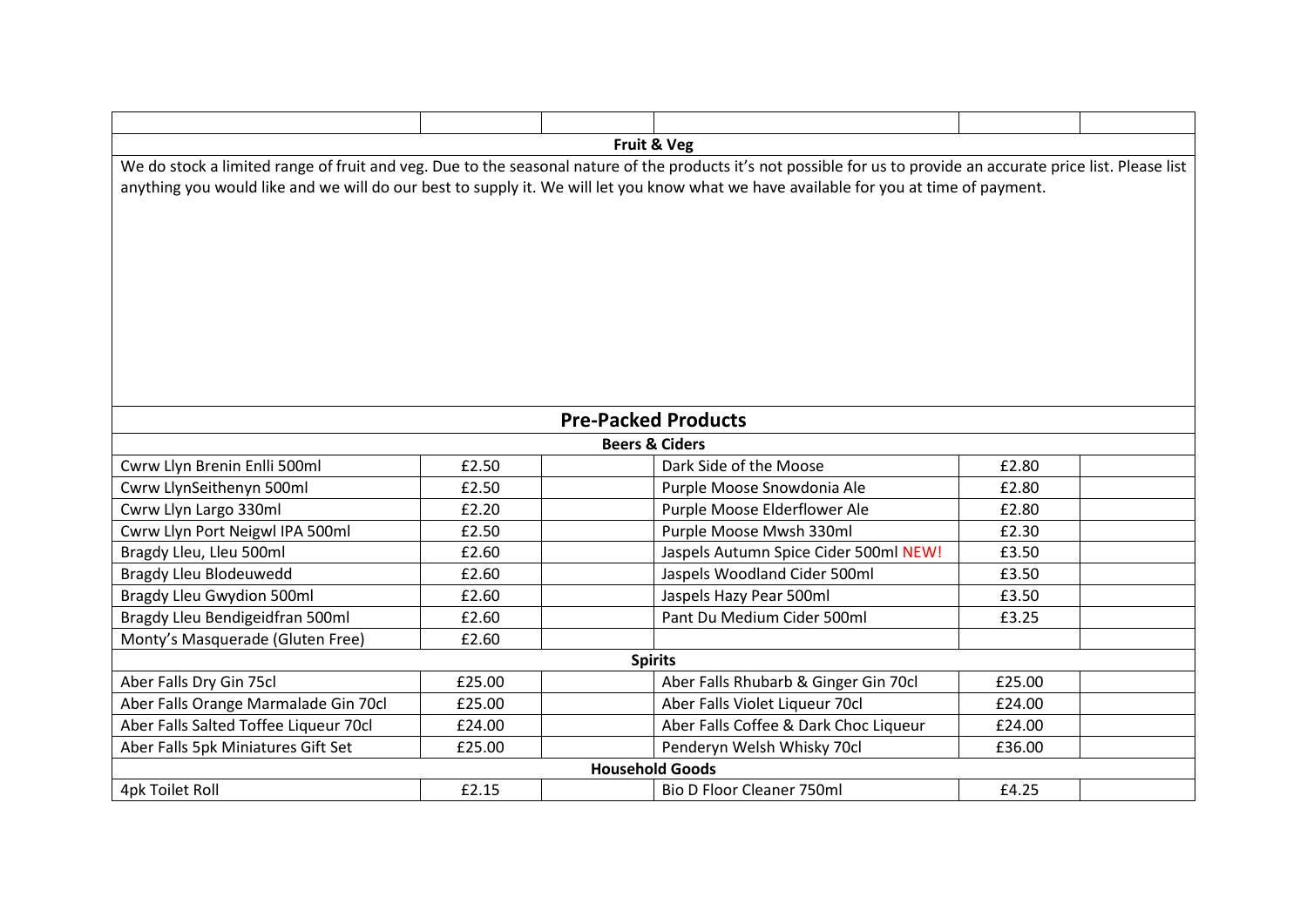|  |  |  |  |  |  |
|---|---|---|---|---|---|
| **Fruit & Veg** | | | | | |
| We do stock a limited range of fruit and veg. Due to the seasonal nature of the products it's not possible for us to provide an accurate price list. Please list anything you would like and we will do our best to supply it. We will let you know what we have available for you at time of payment. | | | | | |
| **Pre-Packed Products** | | | | | |
| **Beers & Ciders** | | | | | |
| Cwrw Llyn Brenin Enlli 500ml | £2.50 | | Dark Side of the Moose | £2.80 | |
| Cwrw LlynSeithenyn 500ml | £2.50 | | Purple Moose Snowdonia Ale | £2.80 | |
| Cwrw Llyn Largo 330ml | £2.20 | | Purple Moose Elderflower Ale | £2.80 | |
| Cwrw Llyn Port Neigwl IPA 500ml | £2.50 | | Purple Moose Mwsh 330ml | £2.30 | |
| Bragdy Lleu, Lleu 500ml | £2.60 | | Jaspels Autumn Spice Cider 500ml NEW! | £3.50 | |
| Bragdy Lleu Blodeuwedd | £2.60 | | Jaspels Woodland Cider 500ml | £3.50 | |
| Bragdy Lleu Gwydion 500ml | £2.60 | | Jaspels Hazy Pear 500ml | £3.50 | |
| Bragdy Lleu Bendigeidfran 500ml | £2.60 | | Pant Du Medium Cider 500ml | £3.25 | |
| Monty's Masquerade (Gluten Free) | £2.60 | | | | |
| **Spirits** | | | | | |
| Aber Falls Dry Gin 75cl | £25.00 | | Aber Falls Rhubarb & Ginger Gin 70cl | £25.00 | |
| Aber Falls Orange Marmalade Gin 70cl | £25.00 | | Aber Falls Violet Liqueur 70cl | £24.00 | |
| Aber Falls Salted Toffee Liqueur 70cl | £24.00 | | Aber Falls Coffee & Dark Choc Liqueur | £24.00 | |
| Aber Falls 5pk Miniatures Gift Set | £25.00 | | Penderyn Welsh Whisky 70cl | £36.00 | |
| **Household Goods** | | | | | |
| 4pk Toilet Roll | £2.15 | | Bio D Floor Cleaner 750ml | £4.25 | |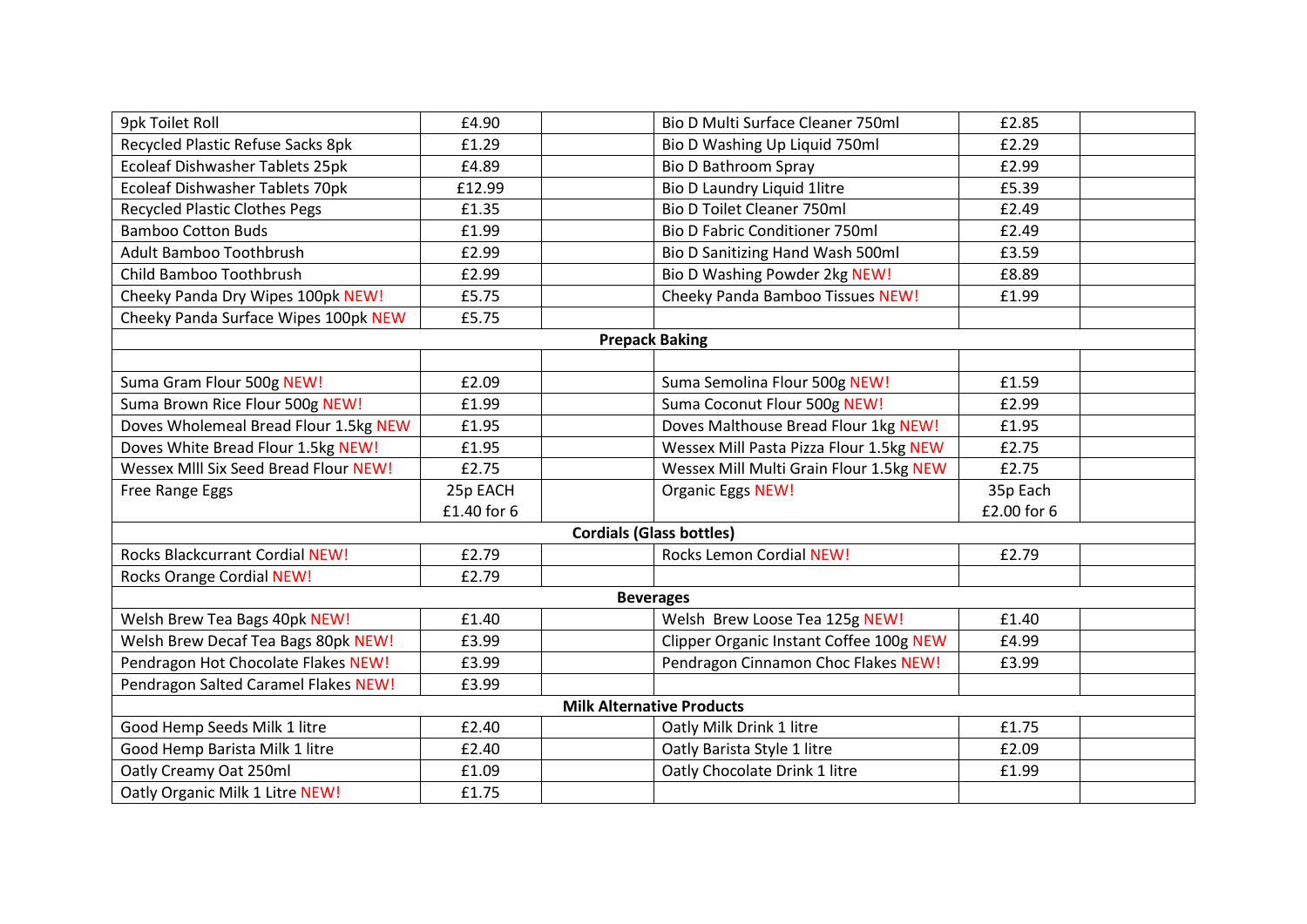| | | | | | |
|---|---|---|---|---|---|
| 9pk Toilet Roll | £4.90 | | Bio D Multi Surface Cleaner 750ml | £2.85 | |
| Recycled Plastic Refuse Sacks 8pk | £1.29 | | Bio D Washing Up Liquid 750ml | £2.29 | |
| Ecoleaf Dishwasher Tablets 25pk | £4.89 | | Bio D Bathroom Spray | £2.99 | |
| Ecoleaf Dishwasher Tablets 70pk | £12.99 | | Bio D Laundry Liquid 1litre | £5.39 | |
| Recycled Plastic Clothes Pegs | £1.35 | | Bio D Toilet Cleaner 750ml | £2.49 | |
| Bamboo Cotton Buds | £1.99 | | Bio D Fabric Conditioner 750ml | £2.49 | |
| Adult Bamboo Toothbrush | £2.99 | | Bio D Sanitizing Hand Wash 500ml | £3.59 | |
| Child Bamboo Toothbrush | £2.99 | | Bio D Washing Powder 2kg NEW! | £8.89 | |
| Cheeky Panda Dry Wipes 100pk NEW! | £5.75 | | Cheeky Panda Bamboo Tissues NEW! | £1.99 | |
| Cheeky Panda Surface Wipes 100pk NEW | £5.75 | | | | |
| **Prepack Baking** | | | | | |
| | | | | | |
| Suma Gram Flour 500g NEW! | £2.09 | | Suma Semolina Flour 500g NEW! | £1.59 | |
| Suma Brown Rice Flour 500g NEW! | £1.99 | | Suma Coconut Flour 500g NEW! | £2.99 | |
| Doves Wholemeal Bread Flour 1.5kg NEW | £1.95 | | Doves Malthouse Bread Flour 1kg NEW! | £1.95 | |
| Doves White Bread Flour 1.5kg NEW! | £1.95 | | Wessex Mill Pasta Pizza Flour 1.5kg NEW | £2.75 | |
| Wessex MIll Six Seed Bread Flour NEW! | £2.75 | | Wessex Mill Multi Grain Flour 1.5kg NEW | £2.75 | |
| Free Range Eggs | 25p EACH £1.40 for 6 | | Organic Eggs NEW! | 35p Each £2.00 for 6 | |
| **Cordials (Glass bottles)** | | | | | |
| Rocks Blackcurrant Cordial NEW! | £2.79 | | Rocks Lemon Cordial NEW! | £2.79 | |
| Rocks Orange Cordial NEW! | £2.79 | | | | |
| **Beverages** | | | | | |
| Welsh Brew Tea Bags 40pk NEW! | £1.40 | | Welsh Brew Loose Tea 125g NEW! | £1.40 | |
| Welsh Brew Decaf Tea Bags 80pk NEW! | £3.99 | | Clipper Organic Instant Coffee 100g NEW | £4.99 | |
| Pendragon Hot Chocolate Flakes NEW! | £3.99 | | Pendragon Cinnamon Choc Flakes NEW! | £3.99 | |
| Pendragon Salted Caramel Flakes NEW! | £3.99 | | | | |
| **Milk Alternative Products** | | | | | |
| Good Hemp Seeds Milk 1 litre | £2.40 | | Oatly Milk Drink 1 litre | £1.75 | |
| Good Hemp Barista Milk 1 litre | £2.40 | | Oatly Barista Style 1 litre | £2.09 | |
| Oatly Creamy Oat 250ml | £1.09 | | Oatly Chocolate Drink 1 litre | £1.99 | |
| Oatly Organic Milk 1 Litre NEW! | £1.75 | | | | |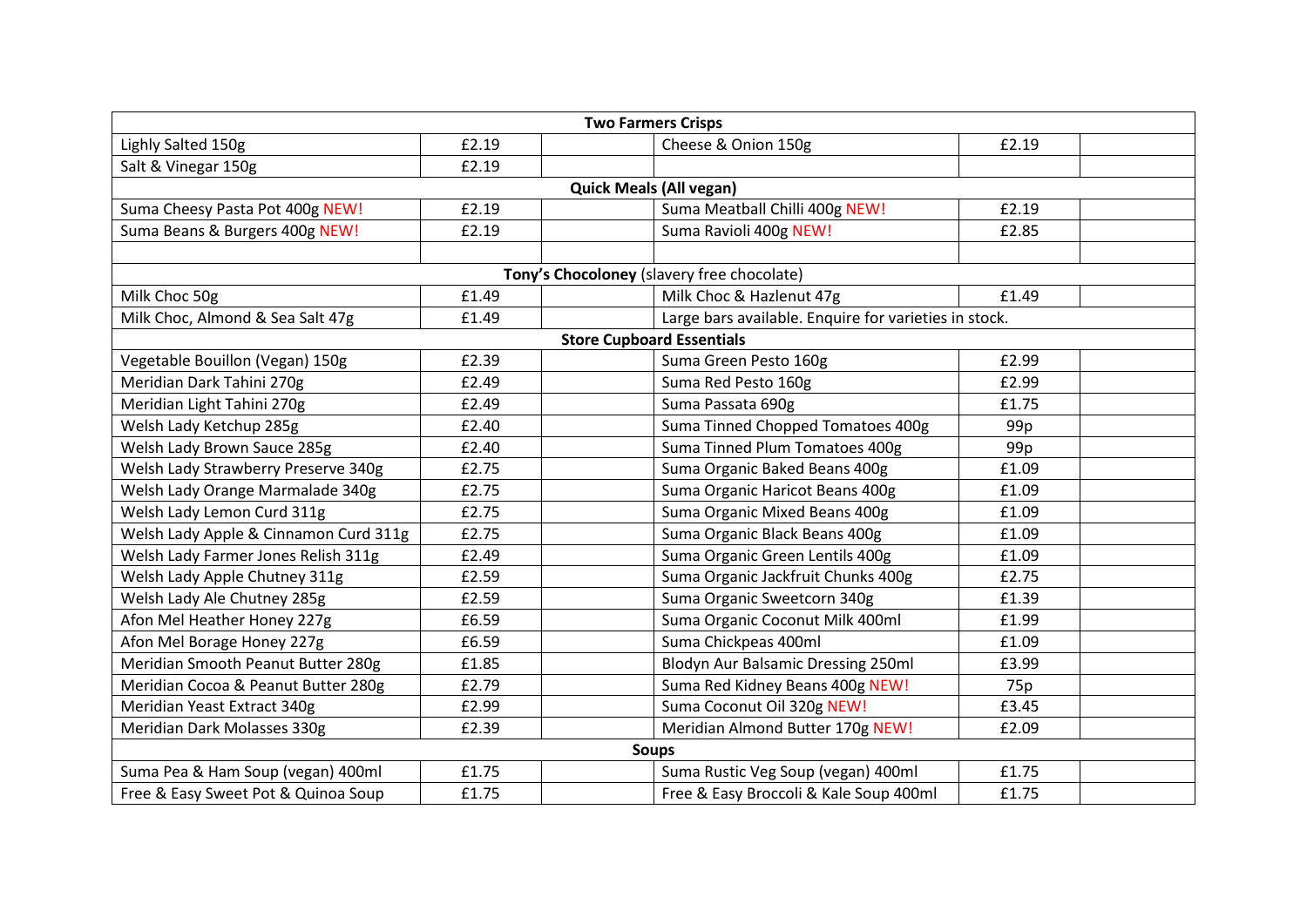| Two Farmers Crisps | | | | | |
|---|---|---|---|---|---|
| Lighly Salted 150g | £2.19 | | Cheese & Onion 150g | £2.19 | |
| Salt & Vinegar 150g | £2.19 | | | | |
| **Quick Meals (All vegan)** | | | | | |
| Suma Cheesy Pasta Pot 400g NEW! | £2.19 | | Suma Meatball Chilli 400g NEW! | £2.19 | |
| Suma Beans & Burgers 400g NEW! | £2.19 | | Suma Ravioli 400g NEW! | £2.85 | |
| | | | | | |
| **Tony's Chocoloney** (slavery free chocolate) | | | | | |
| Milk Choc 50g | £1.49 | | Milk Choc & Hazlenut 47g | £1.49 | |
| Milk Choc, Almond & Sea Salt 47g | £1.49 | | Large bars available. Enquire for varieties in stock. | | |
| **Store Cupboard Essentials** | | | | | |
| Vegetable Bouillon (Vegan) 150g | £2.39 | | Suma Green Pesto 160g | £2.99 | |
| Meridian Dark Tahini 270g | £2.49 | | Suma Red Pesto 160g | £2.99 | |
| Meridian Light Tahini 270g | £2.49 | | Suma Passata 690g | £1.75 | |
| Welsh Lady Ketchup 285g | £2.40 | | Suma Tinned Chopped Tomatoes 400g | 99p | |
| Welsh Lady Brown Sauce 285g | £2.40 | | Suma Tinned Plum Tomatoes 400g | 99p | |
| Welsh Lady Strawberry Preserve 340g | £2.75 | | Suma Organic Baked Beans 400g | £1.09 | |
| Welsh Lady Orange Marmalade 340g | £2.75 | | Suma Organic Haricot Beans 400g | £1.09 | |
| Welsh Lady Lemon Curd 311g | £2.75 | | Suma Organic Mixed Beans 400g | £1.09 | |
| Welsh Lady Apple & Cinnamon Curd 311g | £2.75 | | Suma Organic Black Beans 400g | £1.09 | |
| Welsh Lady Farmer Jones Relish 311g | £2.49 | | Suma Organic Green Lentils 400g | £1.09 | |
| Welsh Lady Apple Chutney 311g | £2.59 | | Suma Organic Jackfruit Chunks 400g | £2.75 | |
| Welsh Lady Ale Chutney 285g | £2.59 | | Suma Organic Sweetcorn 340g | £1.39 | |
| Afon Mel Heather Honey 227g | £6.59 | | Suma Organic Coconut Milk 400ml | £1.99 | |
| Afon Mel Borage Honey 227g | £6.59 | | Suma Chickpeas 400ml | £1.09 | |
| Meridian Smooth Peanut Butter 280g | £1.85 | | Blodyn Aur Balsamic Dressing 250ml | £3.99 | |
| Meridian Cocoa & Peanut Butter 280g | £2.79 | | Suma Red Kidney Beans 400g NEW! | 75p | |
| Meridian Yeast Extract 340g | £2.99 | | Suma Coconut Oil 320g NEW! | £3.45 | |
| Meridian Dark Molasses 330g | £2.39 | | Meridian Almond Butter 170g NEW! | £2.09 | |
| **Soups** | | | | | |
| Suma Pea & Ham Soup (vegan) 400ml | £1.75 | | Suma Rustic Veg Soup (vegan) 400ml | £1.75 | |
| Free & Easy Sweet Pot & Quinoa Soup | £1.75 | | Free & Easy Broccoli & Kale Soup 400ml | £1.75 | |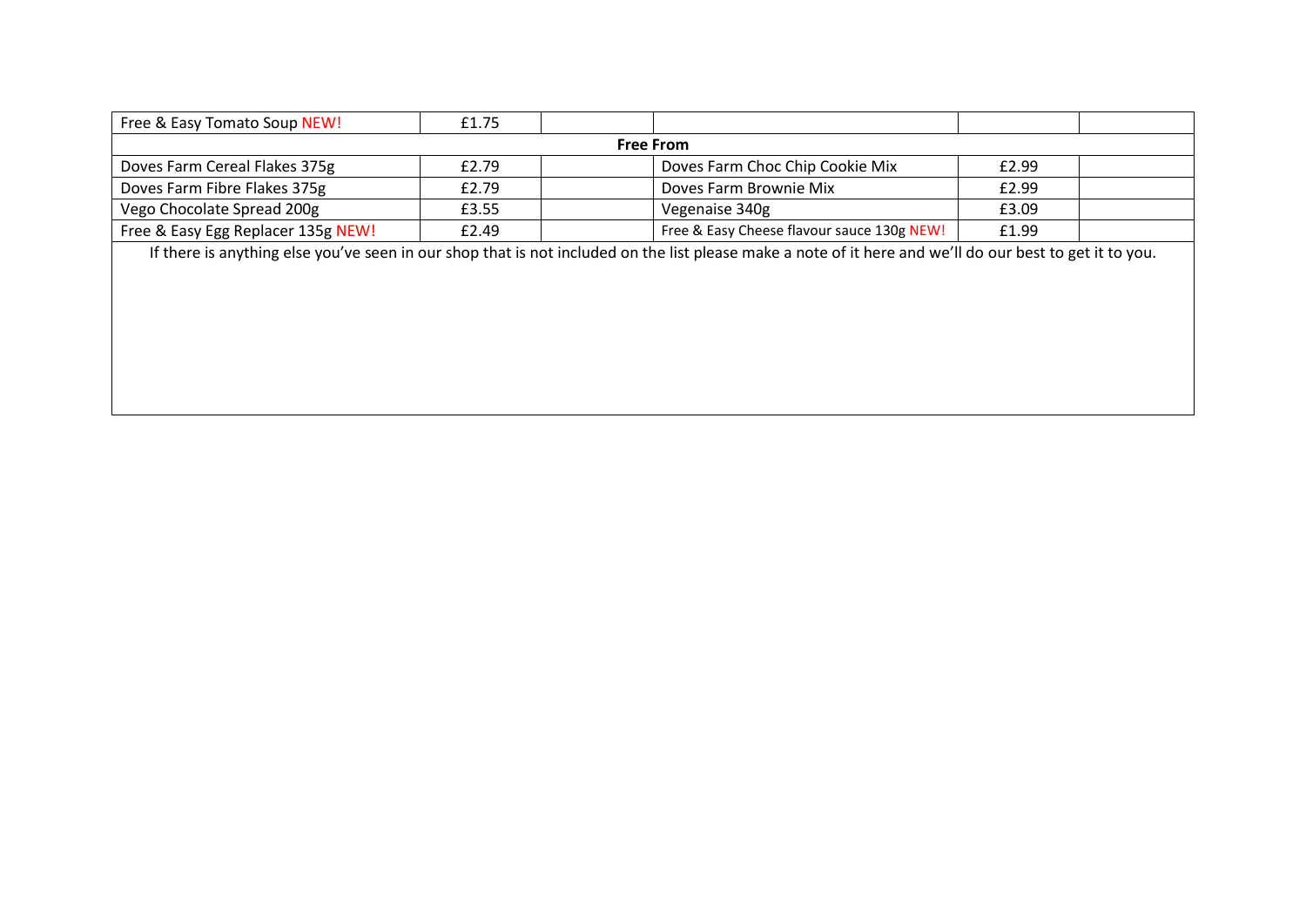| | | | | | |
|---|---|---|---|---|---|
| Free & Easy Tomato Soup NEW! | £1.75 | | | | |
| **Free From** | | | | | |
| Doves Farm Cereal Flakes 375g | £2.79 | | Doves Farm Choc Chip Cookie Mix | £2.99 | |
| Doves Farm Fibre Flakes 375g | £2.79 | | Doves Farm Brownie Mix | £2.99 | |
| Vego Chocolate Spread 200g | £3.55 | | Vegenaise 340g | £3.09 | |
| Free & Easy Egg Replacer 135g NEW! | £2.49 | | Free & Easy Cheese flavour sauce 130g NEW! | £1.99 | |

If there is anything else you've seen in our shop that is not included on the list please make a note of it here and we'll do our best to get it to you.